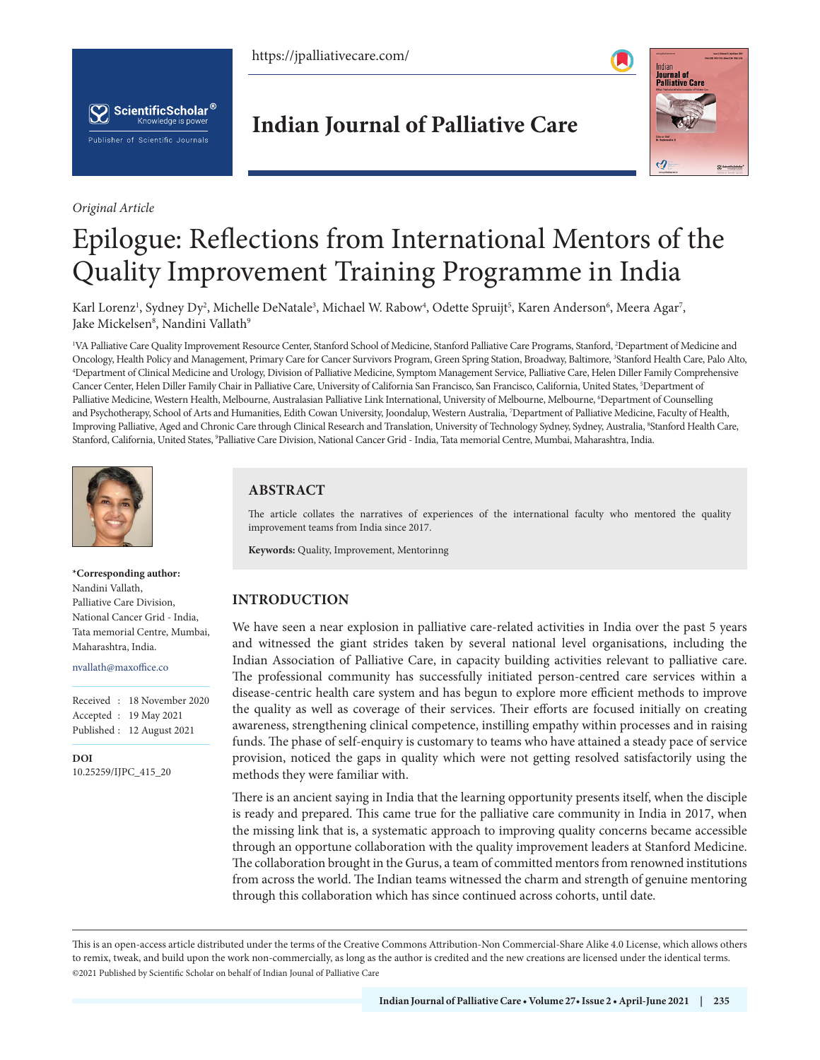*Original Article*

# Epilogue: Reflections from International Mentors of the Quality Improvement Training Programme in India

Karl Lorenz[1], Sydney Dy[2], Michelle DeNatale[3], Michael W. Rabow[4], Odette Spruijt[5], Karen Anderson[6], Meera Agar[7], Jake Mickelsen[8], Nandini Vallath[9]

[1]VA Palliative Care Quality Improvement Resource Center, Stanford School of Medicine, Stanford Palliative Care Programs, Stanford, [2]Department of Medicine and Oncology, Health Policy and Management, Primary Care for Cancer Survivors Program, Green Spring Station, Broadway, Baltimore, [3]Stanford Health Care, Palo Alto, [4]Department of Clinical Medicine and Urology, Division of Palliative Medicine, Symptom Management Service, Palliative Care, Helen Diller Family Comprehensive Cancer Center, Helen Diller Family Chair in Palliative Care, University of California San Francisco, San Francisco, California, United States, [5]Department of Palliative Medicine, Western Health, Melbourne, Australasian Palliative Link International, University of Melbourne, Melbourne, [6]Department of Counselling and Psychotherapy, School of Arts and Humanities, Edith Cowan University, Joondalup, Western Australia, [7]Department of Palliative Medicine, Faculty of Health, Improving Palliative, Aged and Chronic Care through Clinical Research and Translation, University of Technology Sydney, Sydney, Australia, [8]Stanford Health Care, Stanford, California, United States, [9]Palliative Care Division, National Cancer Grid - India, Tata memorial Centre, Mumbai, Maharashtra, India.

**\*Corresponding author:**
Nandini Vallath,
Palliative Care Division,
National Cancer Grid - India,
Tata memorial Centre, Mumbai,
Maharashtra, India.

nvallath@maxoffice.co

Received : 18 November 2020
Accepted : 19 May 2021
Published : 12 August 2021

**DOI**
10.25259/IJPC_415_20

## ABSTRACT

The article collates the narratives of experiences of the international faculty who mentored the quality improvement teams from India since 2017.

**Keywords:** Quality, Improvement, Mentorinng

## INTRODUCTION

We have seen a near explosion in palliative care-related activities in India over the past 5 years and witnessed the giant strides taken by several national level organisations, including the Indian Association of Palliative Care, in capacity building activities relevant to palliative care. The professional community has successfully initiated person-centred care services within a disease-centric health care system and has begun to explore more efficient methods to improve the quality as well as coverage of their services. Their efforts are focused initially on creating awareness, strengthening clinical competence, instilling empathy within processes and in raising funds. The phase of self-enquiry is customary to teams who have attained a steady pace of service provision, noticed the gaps in quality which were not getting resolved satisfactorily using the methods they were familiar with.

There is an ancient saying in India that the learning opportunity presents itself, when the disciple is ready and prepared. This came true for the palliative care community in India in 2017, when the missing link that is, a systematic approach to improving quality concerns became accessible through an opportune collaboration with the quality improvement leaders at Stanford Medicine. The collaboration brought in the Gurus, a team of committed mentors from renowned institutions from across the world. The Indian teams witnessed the charm and strength of genuine mentoring through this collaboration which has since continued across cohorts, until date.

This is an open-access article distributed under the terms of the Creative Commons Attribution-Non Commercial-Share Alike 4.0 License, which allows others to remix, tweak, and build upon the work non-commercially, as long as the author is credited and the new creations are licensed under the identical terms.
©2021 Published by Scientific Scholar on behalf of Indian Jounal of Palliative Care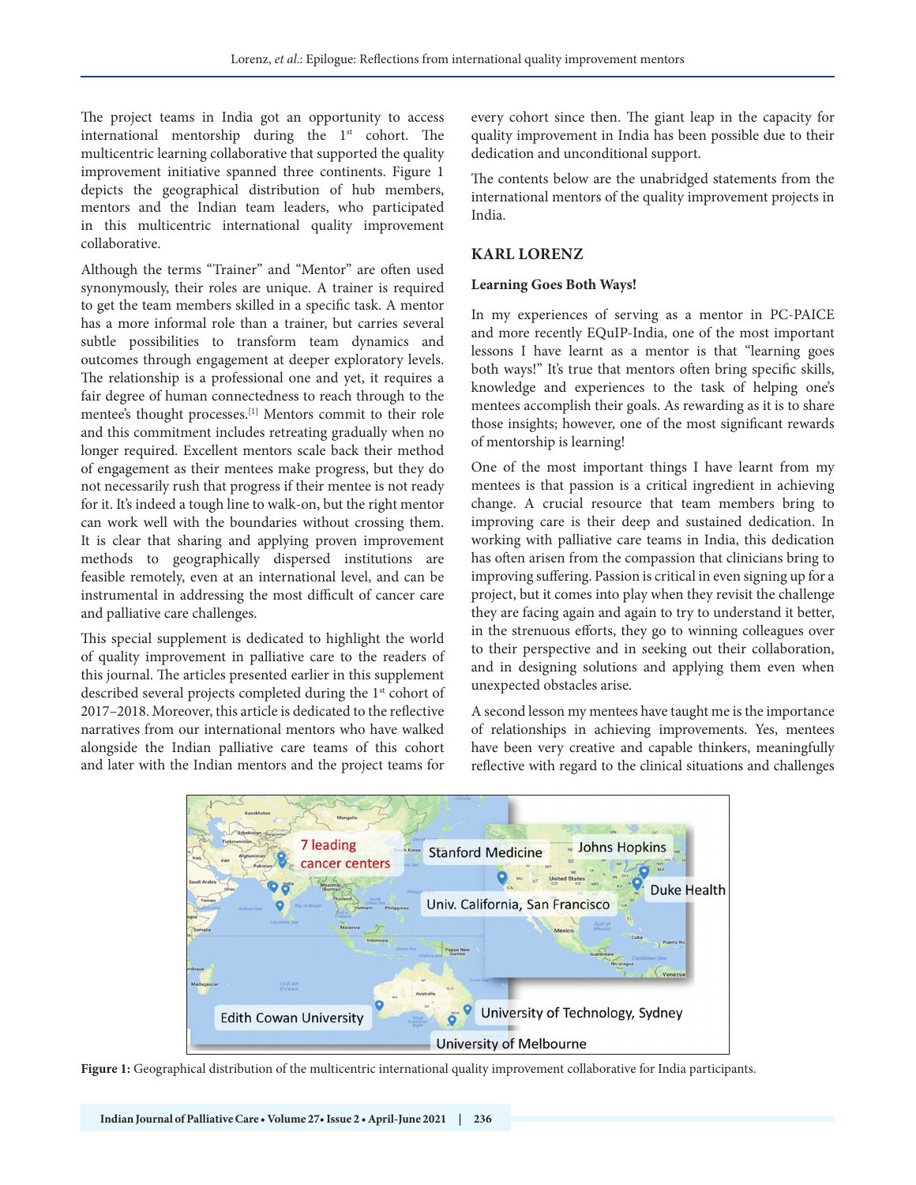The project teams in India got an opportunity to access international mentorship during the 1st cohort. The multicentric learning collaborative that supported the quality improvement initiative spanned three continents. Figure 1 depicts the geographical distribution of hub members, mentors and the Indian team leaders, who participated in this multicentric international quality improvement collaborative.

Although the terms "Trainer" and "Mentor" are often used synonymously, their roles are unique. A trainer is required to get the team members skilled in a specific task. A mentor has a more informal role than a trainer, but carries several subtle possibilities to transform team dynamics and outcomes through engagement at deeper exploratory levels. The relationship is a professional one and yet, it requires a fair degree of human connectedness to reach through to the mentee's thought processes.[1] Mentors commit to their role and this commitment includes retreating gradually when no longer required. Excellent mentors scale back their method of engagement as their mentees make progress, but they do not necessarily rush that progress if their mentee is not ready for it. It's indeed a tough line to walk-on, but the right mentor can work well with the boundaries without crossing them. It is clear that sharing and applying proven improvement methods to geographically dispersed institutions are feasible remotely, even at an international level, and can be instrumental in addressing the most difficult of cancer care and palliative care challenges.

This special supplement is dedicated to highlight the world of quality improvement in palliative care to the readers of this journal. The articles presented earlier in this supplement described several projects completed during the 1st cohort of 2017–2018. Moreover, this article is dedicated to the reflective narratives from our international mentors who have walked alongside the Indian palliative care teams of this cohort and later with the Indian mentors and the project teams for every cohort since then. The giant leap in the capacity for quality improvement in India has been possible due to their dedication and unconditional support.

The contents below are the unabridged statements from the international mentors of the quality improvement projects in India.

## KARL LORENZ

### Learning Goes Both Ways!

In my experiences of serving as a mentor in PC-PAICE and more recently EQuIP-India, one of the most important lessons I have learnt as a mentor is that "learning goes both ways!" It's true that mentors often bring specific skills, knowledge and experiences to the task of helping one's mentees accomplish their goals. As rewarding as it is to share those insights; however, one of the most significant rewards of mentorship is learning!

One of the most important things I have learnt from my mentees is that passion is a critical ingredient in achieving change. A crucial resource that team members bring to improving care is their deep and sustained dedication. In working with palliative care teams in India, this dedication has often arisen from the compassion that clinicians bring to improving suffering. Passion is critical in even signing up for a project, but it comes into play when they revisit the challenge they are facing again and again to try to understand it better, in the strenuous efforts, they go to winning colleagues over to their perspective and in seeking out their collaboration, and in designing solutions and applying them even when unexpected obstacles arise.

A second lesson my mentees have taught me is the importance of relationships in achieving improvements. Yes, mentees have been very creative and capable thinkers, meaningfully reflective with regard to the clinical situations and challenges

**Figure 1:** Geographical distribution of the multicentric international quality improvement collaborative for India participants.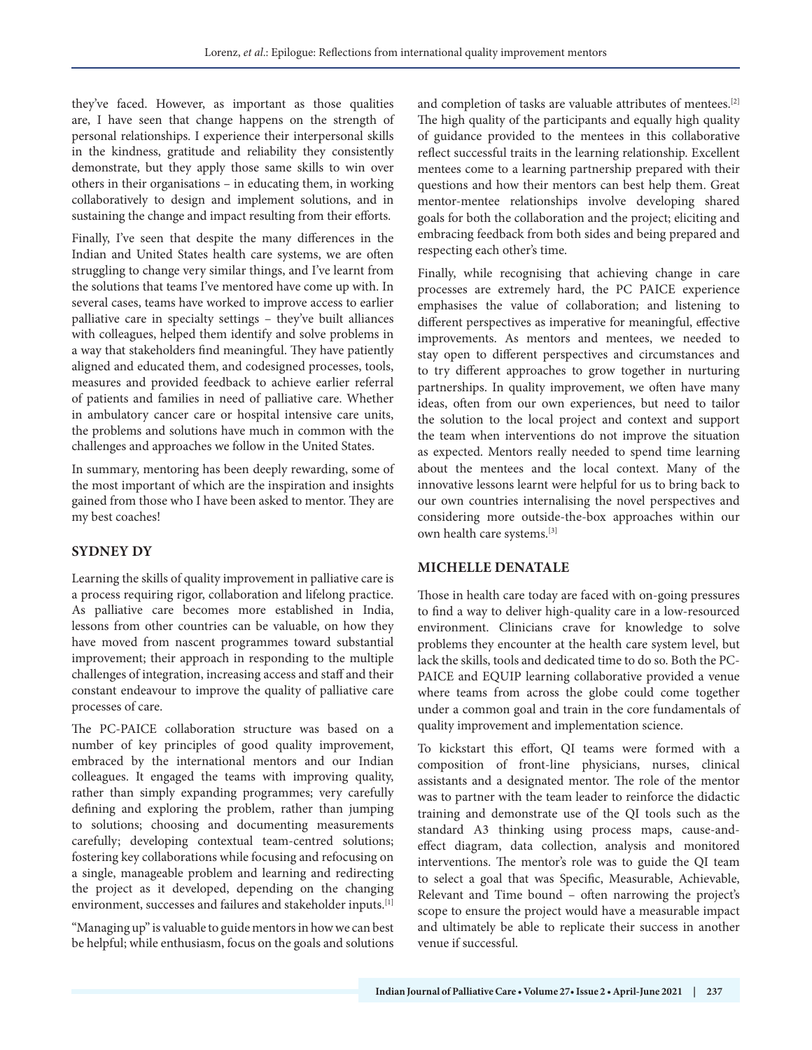they've faced. However, as important as those qualities are, I have seen that change happens on the strength of personal relationships. I experience their interpersonal skills in the kindness, gratitude and reliability they consistently demonstrate, but they apply those same skills to win over others in their organisations – in educating them, in working collaboratively to design and implement solutions, and in sustaining the change and impact resulting from their efforts.

Finally, I've seen that despite the many differences in the Indian and United States health care systems, we are often struggling to change very similar things, and I've learnt from the solutions that teams I've mentored have come up with. In several cases, teams have worked to improve access to earlier palliative care in specialty settings – they've built alliances with colleagues, helped them identify and solve problems in a way that stakeholders find meaningful. They have patiently aligned and educated them, and codesigned processes, tools, measures and provided feedback to achieve earlier referral of patients and families in need of palliative care. Whether in ambulatory cancer care or hospital intensive care units, the problems and solutions have much in common with the challenges and approaches we follow in the United States.

In summary, mentoring has been deeply rewarding, some of the most important of which are the inspiration and insights gained from those who I have been asked to mentor. They are my best coaches!

## SYDNEY DY

Learning the skills of quality improvement in palliative care is a process requiring rigor, collaboration and lifelong practice. As palliative care becomes more established in India, lessons from other countries can be valuable, on how they have moved from nascent programmes toward substantial improvement; their approach in responding to the multiple challenges of integration, increasing access and staff and their constant endeavour to improve the quality of palliative care processes of care.

The PC-PAICE collaboration structure was based on a number of key principles of good quality improvement, embraced by the international mentors and our Indian colleagues. It engaged the teams with improving quality, rather than simply expanding programmes; very carefully defining and exploring the problem, rather than jumping to solutions; choosing and documenting measurements carefully; developing contextual team-centred solutions; fostering key collaborations while focusing and refocusing on a single, manageable problem and learning and redirecting the project as it developed, depending on the changing environment, successes and failures and stakeholder inputs.[1]

"Managing up" is valuable to guide mentors in how we can best be helpful; while enthusiasm, focus on the goals and solutions and completion of tasks are valuable attributes of mentees.[2] The high quality of the participants and equally high quality of guidance provided to the mentees in this collaborative reflect successful traits in the learning relationship. Excellent mentees come to a learning partnership prepared with their questions and how their mentors can best help them. Great mentor-mentee relationships involve developing shared goals for both the collaboration and the project; eliciting and embracing feedback from both sides and being prepared and respecting each other's time.

Finally, while recognising that achieving change in care processes are extremely hard, the PC PAICE experience emphasises the value of collaboration; and listening to different perspectives as imperative for meaningful, effective improvements. As mentors and mentees, we needed to stay open to different perspectives and circumstances and to try different approaches to grow together in nurturing partnerships. In quality improvement, we often have many ideas, often from our own experiences, but need to tailor the solution to the local project and context and support the team when interventions do not improve the situation as expected. Mentors really needed to spend time learning about the mentees and the local context. Many of the innovative lessons learnt were helpful for us to bring back to our own countries internalising the novel perspectives and considering more outside-the-box approaches within our own health care systems.[3]

## MICHELLE DENATALE

Those in health care today are faced with on-going pressures to find a way to deliver high-quality care in a low-resourced environment. Clinicians crave for knowledge to solve problems they encounter at the health care system level, but lack the skills, tools and dedicated time to do so. Both the PC-PAICE and EQUIP learning collaborative provided a venue where teams from across the globe could come together under a common goal and train in the core fundamentals of quality improvement and implementation science.

To kickstart this effort, QI teams were formed with a composition of front-line physicians, nurses, clinical assistants and a designated mentor. The role of the mentor was to partner with the team leader to reinforce the didactic training and demonstrate use of the QI tools such as the standard A3 thinking using process maps, cause-and-effect diagram, data collection, analysis and monitored interventions. The mentor's role was to guide the QI team to select a goal that was Specific, Measurable, Achievable, Relevant and Time bound – often narrowing the project's scope to ensure the project would have a measurable impact and ultimately be able to replicate their success in another venue if successful.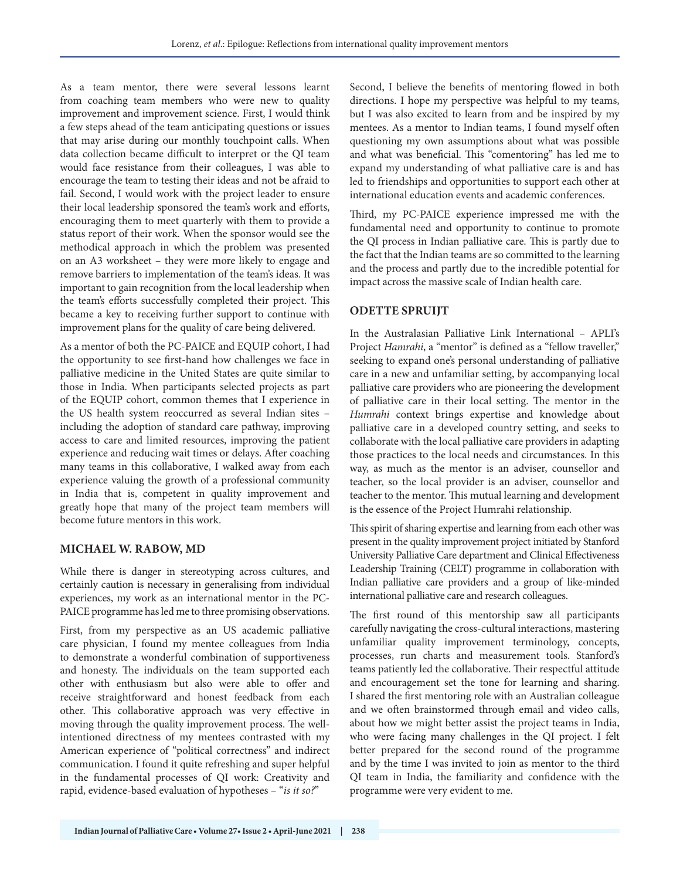As a team mentor, there were several lessons learnt from coaching team members who were new to quality improvement and improvement science. First, I would think a few steps ahead of the team anticipating questions or issues that may arise during our monthly touchpoint calls. When data collection became difficult to interpret or the QI team would face resistance from their colleagues, I was able to encourage the team to testing their ideas and not be afraid to fail. Second, I would work with the project leader to ensure their local leadership sponsored the team's work and efforts, encouraging them to meet quarterly with them to provide a status report of their work. When the sponsor would see the methodical approach in which the problem was presented on an A3 worksheet – they were more likely to engage and remove barriers to implementation of the team's ideas. It was important to gain recognition from the local leadership when the team's efforts successfully completed their project. This became a key to receiving further support to continue with improvement plans for the quality of care being delivered.

As a mentor of both the PC-PAICE and EQUIP cohort, I had the opportunity to see first-hand how challenges we face in palliative medicine in the United States are quite similar to those in India. When participants selected projects as part of the EQUIP cohort, common themes that I experience in the US health system reoccurred as several Indian sites – including the adoption of standard care pathway, improving access to care and limited resources, improving the patient experience and reducing wait times or delays. After coaching many teams in this collaborative, I walked away from each experience valuing the growth of a professional community in India that is, competent in quality improvement and greatly hope that many of the project team members will become future mentors in this work.

## MICHAEL W. RABOW, MD

While there is danger in stereotyping across cultures, and certainly caution is necessary in generalising from individual experiences, my work as an international mentor in the PC-PAICE programme has led me to three promising observations.

First, from my perspective as an US academic palliative care physician, I found my mentee colleagues from India to demonstrate a wonderful combination of supportiveness and honesty. The individuals on the team supported each other with enthusiasm but also were able to offer and receive straightforward and honest feedback from each other. This collaborative approach was very effective in moving through the quality improvement process. The well-intentioned directness of my mentees contrasted with my American experience of "political correctness" and indirect communication. I found it quite refreshing and super helpful in the fundamental processes of QI work: Creativity and rapid, evidence-based evaluation of hypotheses – "*is it so?*"

Second, I believe the benefits of mentoring flowed in both directions. I hope my perspective was helpful to my teams, but I was also excited to learn from and be inspired by my mentees. As a mentor to Indian teams, I found myself often questioning my own assumptions about what was possible and what was beneficial. This "comentoring" has led me to expand my understanding of what palliative care is and has led to friendships and opportunities to support each other at international education events and academic conferences.

Third, my PC-PAICE experience impressed me with the fundamental need and opportunity to continue to promote the QI process in Indian palliative care. This is partly due to the fact that the Indian teams are so committed to the learning and the process and partly due to the incredible potential for impact across the massive scale of Indian health care.

## ODETTE SPRUIJT

In the Australasian Palliative Link International – APLI's Project *Hamrahi*, a "mentor" is defined as a "fellow traveller," seeking to expand one's personal understanding of palliative care in a new and unfamiliar setting, by accompanying local palliative care providers who are pioneering the development of palliative care in their local setting. The mentor in the *Humrahi* context brings expertise and knowledge about palliative care in a developed country setting, and seeks to collaborate with the local palliative care providers in adapting those practices to the local needs and circumstances. In this way, as much as the mentor is an adviser, counsellor and teacher, so the local provider is an adviser, counsellor and teacher to the mentor. This mutual learning and development is the essence of the Project Humrahi relationship.

This spirit of sharing expertise and learning from each other was present in the quality improvement project initiated by Stanford University Palliative Care department and Clinical Effectiveness Leadership Training (CELT) programme in collaboration with Indian palliative care providers and a group of like-minded international palliative care and research colleagues.

The first round of this mentorship saw all participants carefully navigating the cross-cultural interactions, mastering unfamiliar quality improvement terminology, concepts, processes, run charts and measurement tools. Stanford's teams patiently led the collaborative. Their respectful attitude and encouragement set the tone for learning and sharing. I shared the first mentoring role with an Australian colleague and we often brainstormed through email and video calls, about how we might better assist the project teams in India, who were facing many challenges in the QI project. I felt better prepared for the second round of the programme and by the time I was invited to join as mentor to the third QI team in India, the familiarity and confidence with the programme were very evident to me.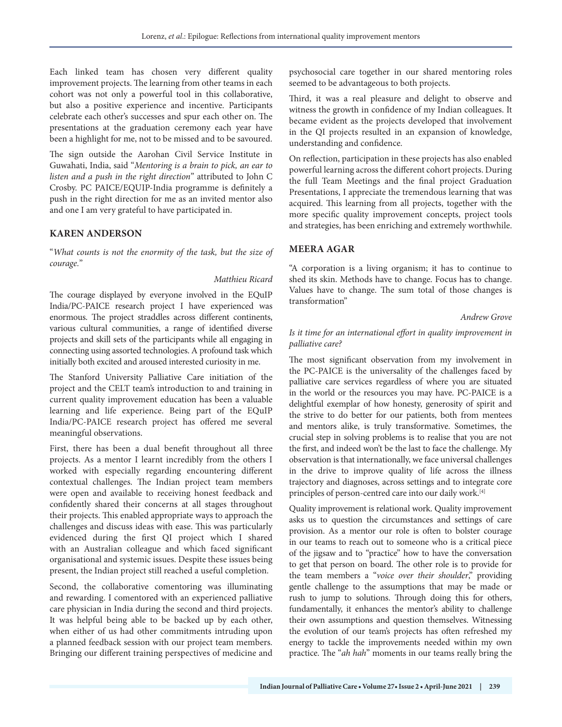Each linked team has chosen very different quality improvement projects. The learning from other teams in each cohort was not only a powerful tool in this collaborative, but also a positive experience and incentive. Participants celebrate each other's successes and spur each other on. The presentations at the graduation ceremony each year have been a highlight for me, not to be missed and to be savoured.

The sign outside the Aarohan Civil Service Institute in Guwahati, India, said "*Mentoring is a brain to pick, an ear to listen and a push in the right direction*" attributed to John C Crosby. PC PAICE/EQUIP-India programme is definitely a push in the right direction for me as an invited mentor also and one I am very grateful to have participated in.

## KAREN ANDERSON

"*What counts is not the enormity of the task, but the size of courage.*"

*Matthieu Ricard*

The courage displayed by everyone involved in the EQuIP India/PC-PAICE research project I have experienced was enormous. The project straddles across different continents, various cultural communities, a range of identified diverse projects and skill sets of the participants while all engaging in connecting using assorted technologies. A profound task which initially both excited and aroused interested curiosity in me.

The Stanford University Palliative Care initiation of the project and the CELT team's introduction to and training in current quality improvement education has been a valuable learning and life experience. Being part of the EQuIP India/PC-PAICE research project has offered me several meaningful observations.

First, there has been a dual benefit throughout all three projects. As a mentor I learnt incredibly from the others I worked with especially regarding encountering different contextual challenges. The Indian project team members were open and available to receiving honest feedback and confidently shared their concerns at all stages throughout their projects. This enabled appropriate ways to approach the challenges and discuss ideas with ease. This was particularly evidenced during the first QI project which I shared with an Australian colleague and which faced significant organisational and systemic issues. Despite these issues being present, the Indian project still reached a useful completion.

Second, the collaborative comentoring was illuminating and rewarding. I comentored with an experienced palliative care physician in India during the second and third projects. It was helpful being able to be backed up by each other, when either of us had other commitments intruding upon a planned feedback session with our project team members. Bringing our different training perspectives of medicine and psychosocial care together in our shared mentoring roles seemed to be advantageous to both projects.

Third, it was a real pleasure and delight to observe and witness the growth in confidence of my Indian colleagues. It became evident as the projects developed that involvement in the QI projects resulted in an expansion of knowledge, understanding and confidence.

On reflection, participation in these projects has also enabled powerful learning across the different cohort projects. During the full Team Meetings and the final project Graduation Presentations, I appreciate the tremendous learning that was acquired. This learning from all projects, together with the more specific quality improvement concepts, project tools and strategies, has been enriching and extremely worthwhile.

## MEERA AGAR

"A corporation is a living organism; it has to continue to shed its skin. Methods have to change. Focus has to change. Values have to change. The sum total of those changes is transformation"

*Andrew Grove*

*Is it time for an international effort in quality improvement in palliative care?*

The most significant observation from my involvement in the PC-PAICE is the universality of the challenges faced by palliative care services regardless of where you are situated in the world or the resources you may have. PC-PAICE is a delightful exemplar of how honesty, generosity of spirit and the strive to do better for our patients, both from mentees and mentors alike, is truly transformative. Sometimes, the crucial step in solving problems is to realise that you are not the first, and indeed won't be the last to face the challenge. My observation is that internationally, we face universal challenges in the drive to improve quality of life across the illness trajectory and diagnoses, across settings and to integrate core principles of person-centred care into our daily work.[4]

Quality improvement is relational work. Quality improvement asks us to question the circumstances and settings of care provision. As a mentor our role is often to bolster courage in our teams to reach out to someone who is a critical piece of the jigsaw and to "practice" how to have the conversation to get that person on board. The other role is to provide for the team members a "*voice over their shoulder*," providing gentle challenge to the assumptions that may be made or rush to jump to solutions. Through doing this for others, fundamentally, it enhances the mentor's ability to challenge their own assumptions and question themselves. Witnessing the evolution of our team's projects has often refreshed my energy to tackle the improvements needed within my own practice. The "*ah hah*" moments in our teams really bring the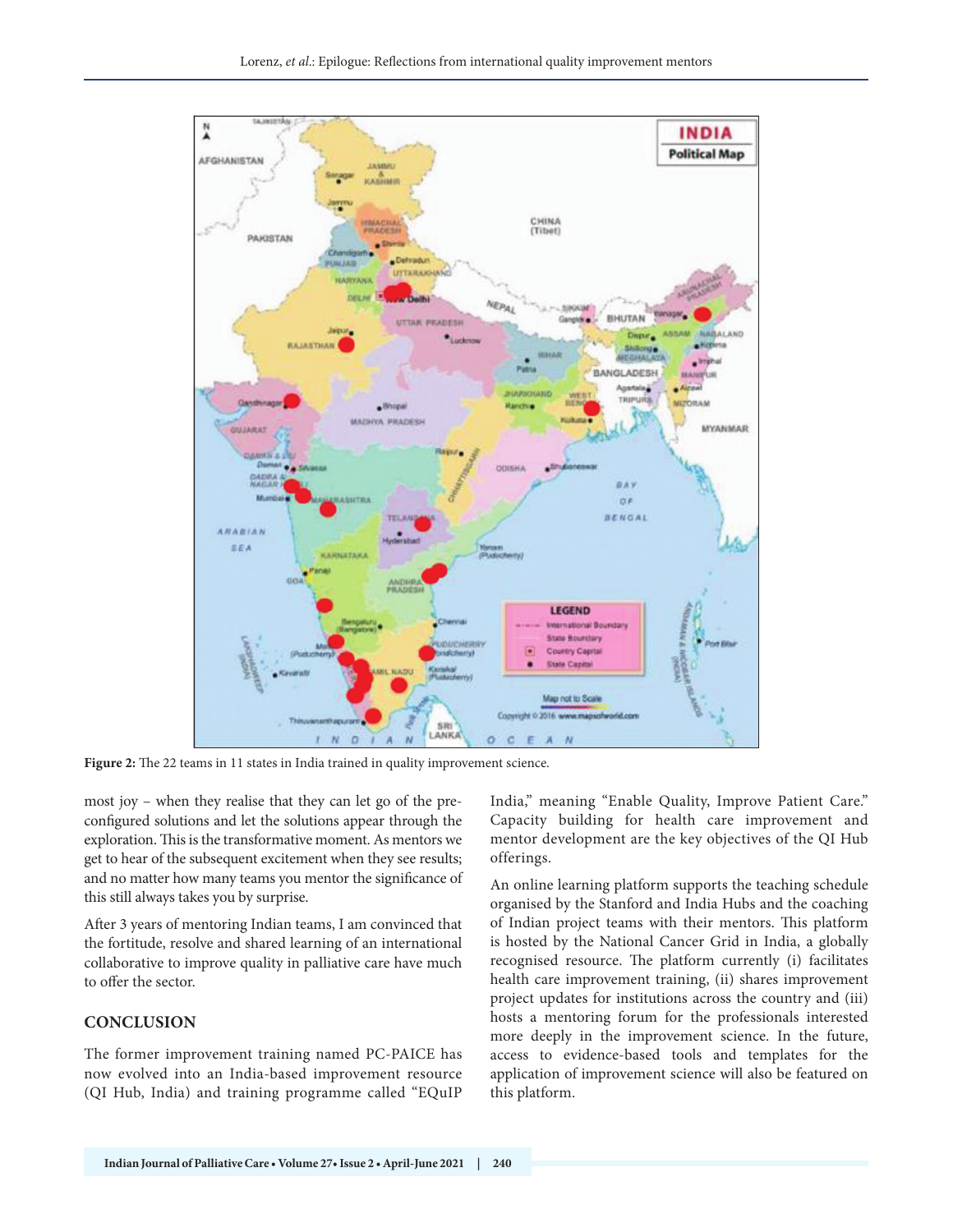**Figure 2:** The 22 teams in 11 states in India trained in quality improvement science.

most joy – when they realise that they can let go of the pre-configured solutions and let the solutions appear through the exploration. This is the transformative moment. As mentors we get to hear of the subsequent excitement when they see results; and no matter how many teams you mentor the significance of this still always takes you by surprise.

After 3 years of mentoring Indian teams, I am convinced that the fortitude, resolve and shared learning of an international collaborative to improve quality in palliative care have much to offer the sector.

## CONCLUSION

The former improvement training named PC-PAICE has now evolved into an India-based improvement resource (QI Hub, India) and training programme called "EQuIP India," meaning "Enable Quality, Improve Patient Care." Capacity building for health care improvement and mentor development are the key objectives of the QI Hub offerings.

An online learning platform supports the teaching schedule organised by the Stanford and India Hubs and the coaching of Indian project teams with their mentors. This platform is hosted by the National Cancer Grid in India, a globally recognised resource. The platform currently (i) facilitates health care improvement training, (ii) shares improvement project updates for institutions across the country and (iii) hosts a mentoring forum for the professionals interested more deeply in the improvement science. In the future, access to evidence-based tools and templates for the application of improvement science will also be featured on this platform.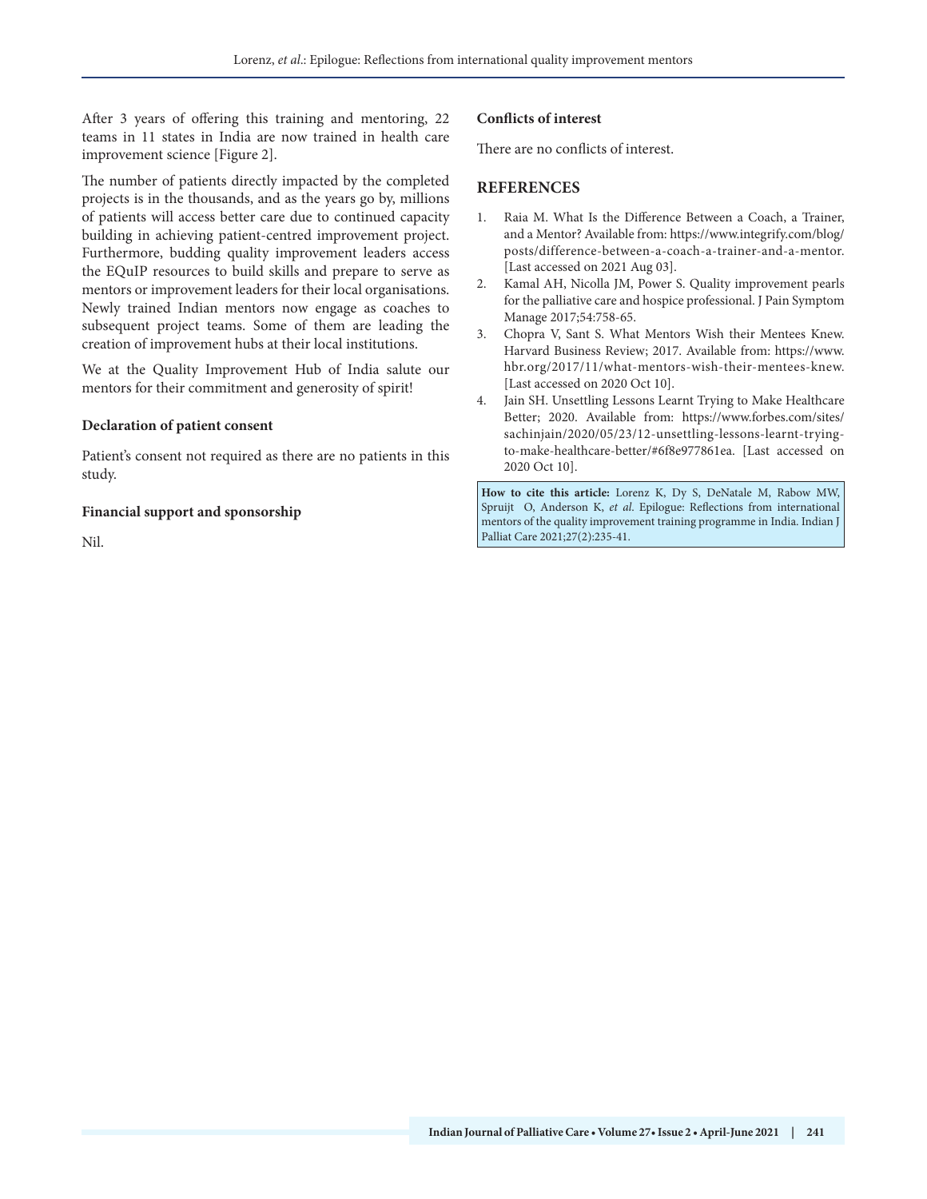After 3 years of offering this training and mentoring, 22 teams in 11 states in India are now trained in health care improvement science [Figure 2].

The number of patients directly impacted by the completed projects is in the thousands, and as the years go by, millions of patients will access better care due to continued capacity building in achieving patient-centred improvement project. Furthermore, budding quality improvement leaders access the EQuIP resources to build skills and prepare to serve as mentors or improvement leaders for their local organisations. Newly trained Indian mentors now engage as coaches to subsequent project teams. Some of them are leading the creation of improvement hubs at their local institutions.

We at the Quality Improvement Hub of India salute our mentors for their commitment and generosity of spirit!

### Declaration of patient consent

Patient's consent not required as there are no patients in this study.

### Financial support and sponsorship

Nil.

### Conflicts of interest

There are no conflicts of interest.

## REFERENCES

1. Raia M. What Is the Difference Between a Coach, a Trainer, and a Mentor? Available from: https://www.integrify.com/blog/posts/difference-between-a-coach-a-trainer-and-a-mentor. [Last accessed on 2021 Aug 03].
2. Kamal AH, Nicolla JM, Power S. Quality improvement pearls for the palliative care and hospice professional. J Pain Symptom Manage 2017;54:758-65.
3. Chopra V, Sant S. What Mentors Wish their Mentees Knew. Harvard Business Review; 2017. Available from: https://www.hbr.org/2017/11/what-mentors-wish-their-mentees-knew. [Last accessed on 2020 Oct 10].
4. Jain SH. Unsettling Lessons Learnt Trying to Make Healthcare Better; 2020. Available from: https://www.forbes.com/sites/sachinjain/2020/05/23/12-unsettling-lessons-learnt-trying-to-make-healthcare-better/#6f8e977861ea. [Last accessed on 2020 Oct 10].

**How to cite this article:** Lorenz K, Dy S, DeNatale M, Rabow MW, Spruijt O, Anderson K, *et al*. Epilogue: Reflections from international mentors of the quality improvement training programme in India. Indian J Palliat Care 2021;27(2):235-41.